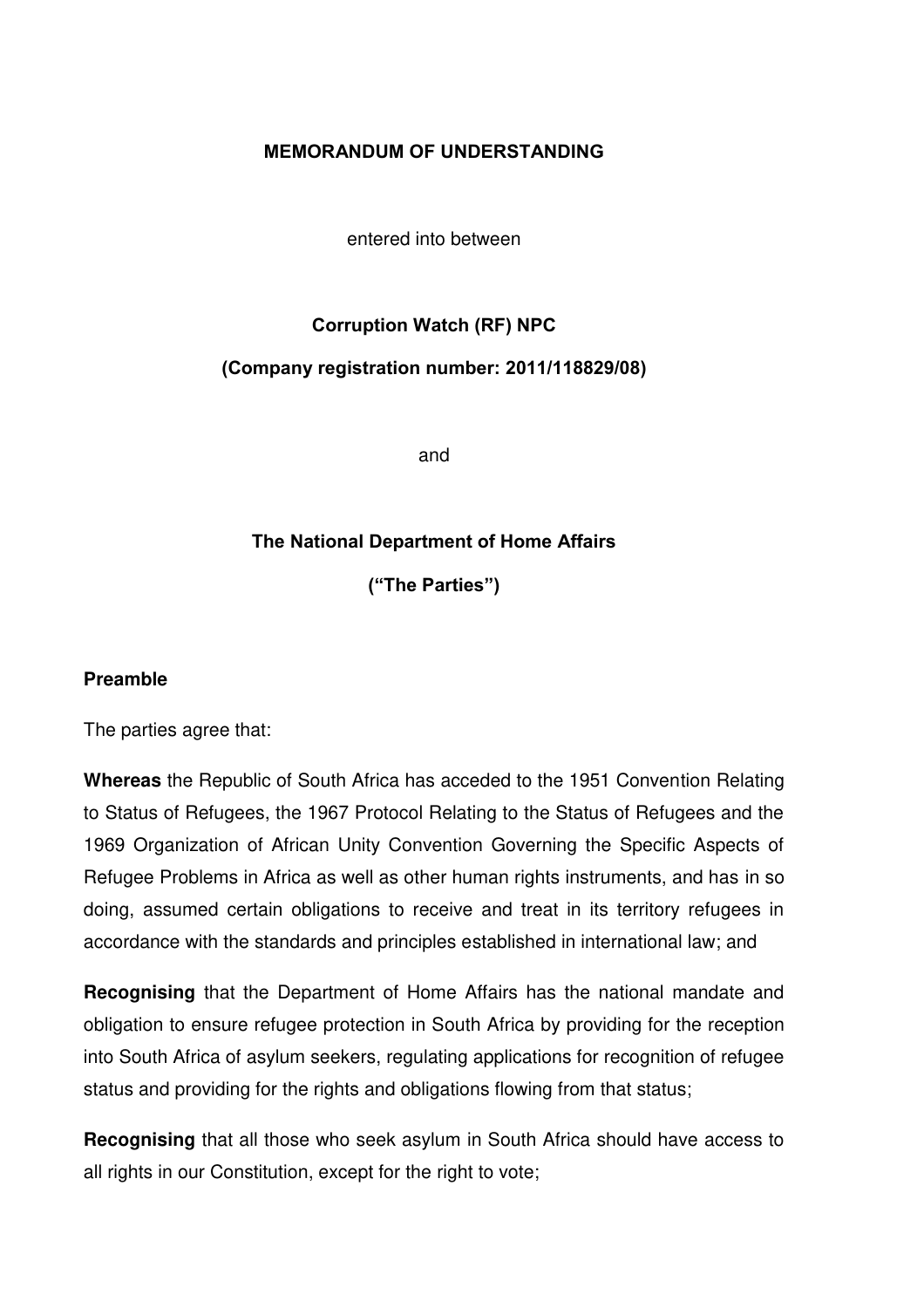**MEMORANDUM OF UNDERSTANDING**

entered into between

**Corruption Watch (RF) NPC**

**(Company registration number: 2011/118829/08)**

and

**The National Department of Home Affairs**

**("The Parties")**

**Preamble**

The parties agree that:

**Whereas** the Republic of South Africa has acceded to the 1951 Convention Relating to Status of Refugees, the 1967 Protocol Relating to the Status of Refugees and the 1969 Organization of African Unity Convention Governing the Specific Aspects of Refugee Problems in Africa as well as other human rights instruments, and has in so doing, assumed certain obligations to receive and treat in its territory refugees in accordance with the standards and principles established in international law; and

**Recognising** that the Department of Home Affairs has the national mandate and obligation to ensure refugee protection in South Africa by providing for the reception into South Africa of asylum seekers, regulating applications for recognition of refugee status and providing for the rights and obligations flowing from that status;

**Recognising** that all those who seek asylum in South Africa should have access to all rights in our Constitution, except for the right to vote;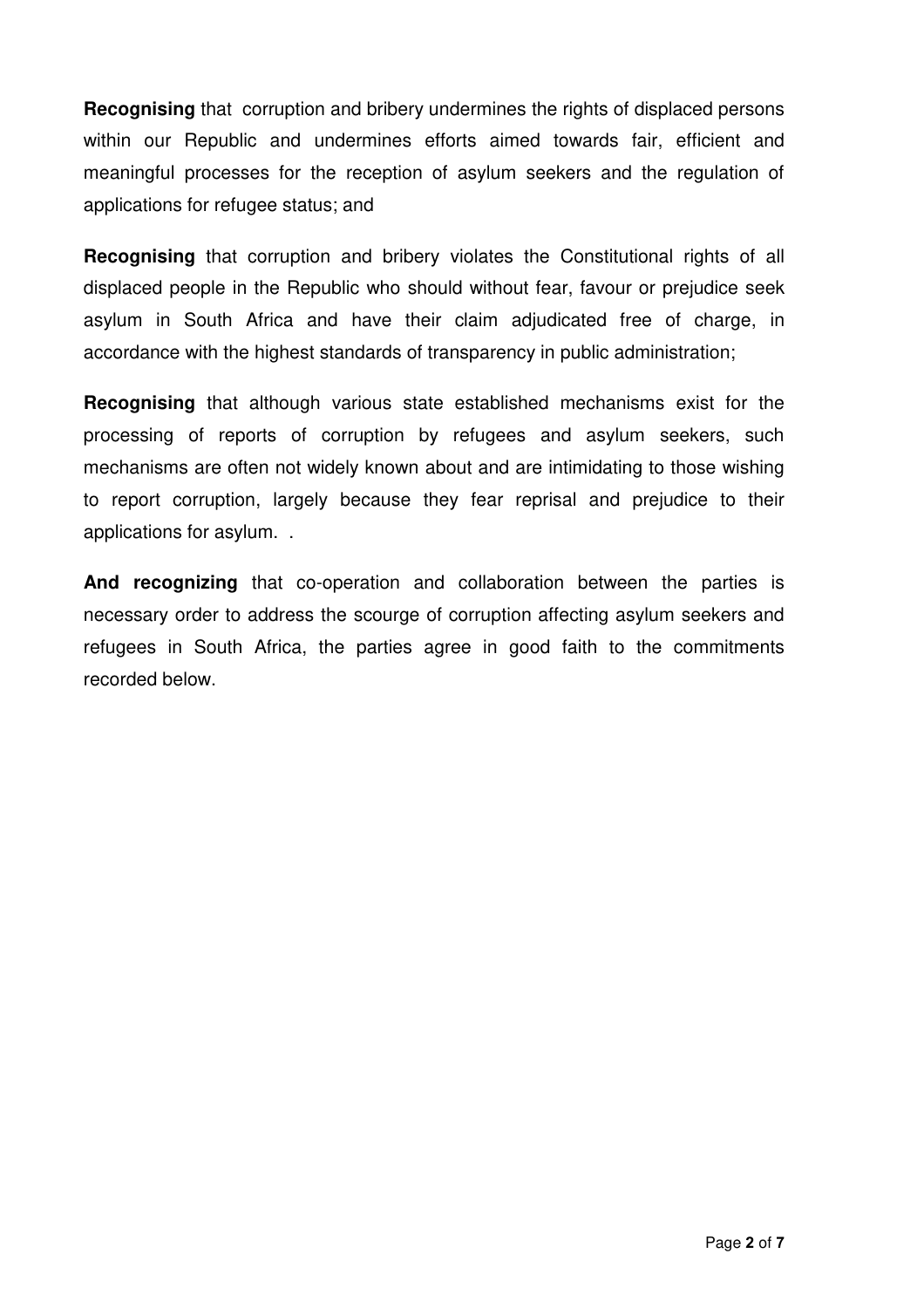**Recognising** that corruption and bribery undermines the rights of displaced persons within our Republic and undermines efforts aimed towards fair, efficient and meaningful processes for the reception of asylum seekers and the regulation of applications for refugee status; and

**Recognising** that corruption and bribery violates the Constitutional rights of all displaced people in the Republic who should without fear, favour or prejudice seek asylum in South Africa and have their claim adjudicated free of charge, in accordance with the highest standards of transparency in public administration;

**Recognising** that although various state established mechanisms exist for the processing of reports of corruption by refugees and asylum seekers, such mechanisms are often not widely known about and are intimidating to those wishing to report corruption, largely because they fear reprisal and prejudice to their applications for asylum. .

**And recognizing** that co-operation and collaboration between the parties is necessary order to address the scourge of corruption affecting asylum seekers and refugees in South Africa, the parties agree in good faith to the commitments recorded below.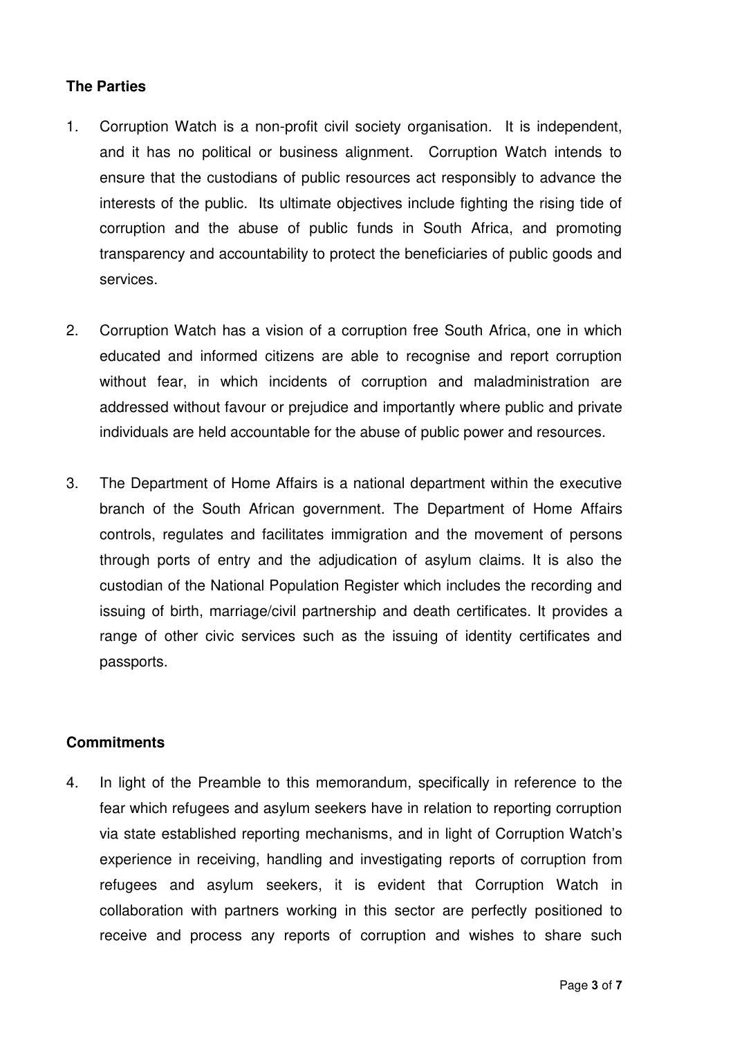**The Parties**

1. Corruption Watch is a non-profit civil society organisation. It is independent, and it has no political or business alignment. Corruption Watch intends to ensure that the custodians of public resources act responsibly to advance the interests of the public. Its ultimate objectives include fighting the rising tide of corruption and the abuse of public funds in South Africa, and promoting transparency and accountability to protect the beneficiaries of public goods and services.

2. Corruption Watch has a vision of a corruption free South Africa, one in which educated and informed citizens are able to recognise and report corruption without fear, in which incidents of corruption and maladministration are addressed without favour or prejudice and importantly where public and private individuals are held accountable for the abuse of public power and resources.

3. The Department of Home Affairs is a national department within the executive branch of the South African government. The Department of Home Affairs controls, regulates and facilitates immigration and the movement of persons through ports of entry and the adjudication of asylum claims. It is also the custodian of the National Population Register which includes the recording and issuing of birth, marriage/civil partnership and death certificates. It provides a range of other civic services such as the issuing of identity certificates and passports.

**Commitments**

4. In light of the Preamble to this memorandum, specifically in reference to the fear which refugees and asylum seekers have in relation to reporting corruption via state established reporting mechanisms, and in light of Corruption Watch's experience in receiving, handling and investigating reports of corruption from refugees and asylum seekers, it is evident that Corruption Watch in collaboration with partners working in this sector are perfectly positioned to receive and process any reports of corruption and wishes to share such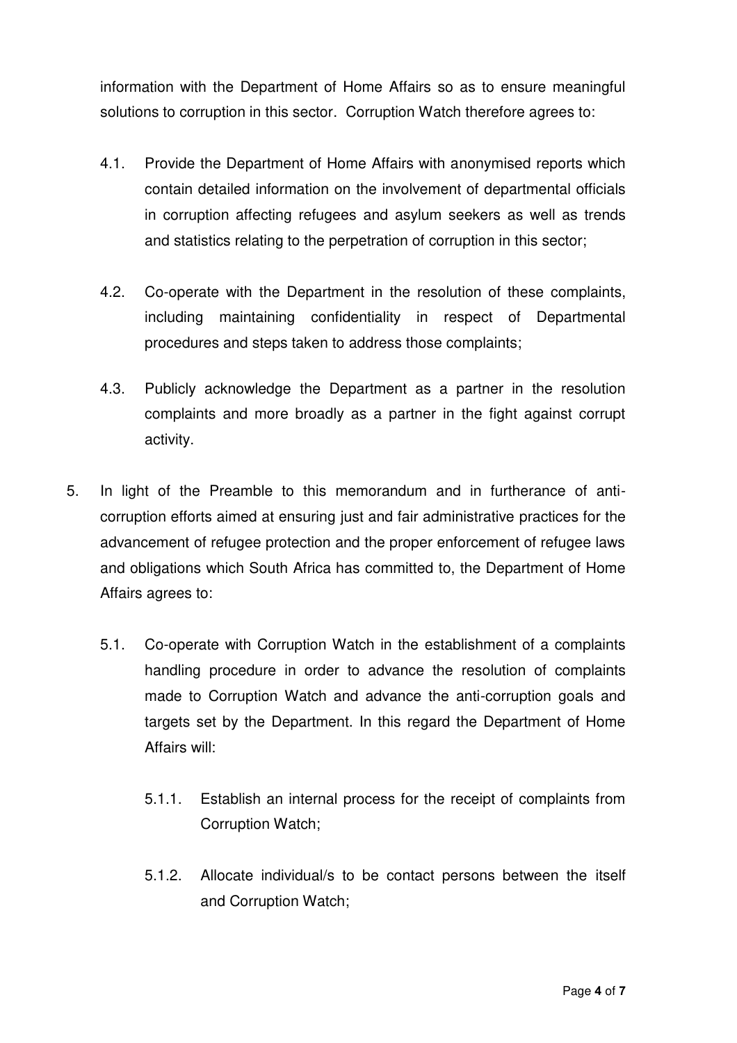information with the Department of Home Affairs so as to ensure meaningful solutions to corruption in this sector. Corruption Watch therefore agrees to:

4.1. Provide the Department of Home Affairs with anonymised reports which contain detailed information on the involvement of departmental officials in corruption affecting refugees and asylum seekers as well as trends and statistics relating to the perpetration of corruption in this sector;

4.2. Co-operate with the Department in the resolution of these complaints, including maintaining confidentiality in respect of Departmental procedures and steps taken to address those complaints;

4.3. Publicly acknowledge the Department as a partner in the resolution complaints and more broadly as a partner in the fight against corrupt activity.

5. In light of the Preamble to this memorandum and in furtherance of anti-corruption efforts aimed at ensuring just and fair administrative practices for the advancement of refugee protection and the proper enforcement of refugee laws and obligations which South Africa has committed to, the Department of Home Affairs agrees to:

   5.1. Co-operate with Corruption Watch in the establishment of a complaints handling procedure in order to advance the resolution of complaints made to Corruption Watch and advance the anti-corruption goals and targets set by the Department. In this regard the Department of Home Affairs will:

      5.1.1. Establish an internal process for the receipt of complaints from Corruption Watch;

      5.1.2. Allocate individual/s to be contact persons between the itself and Corruption Watch;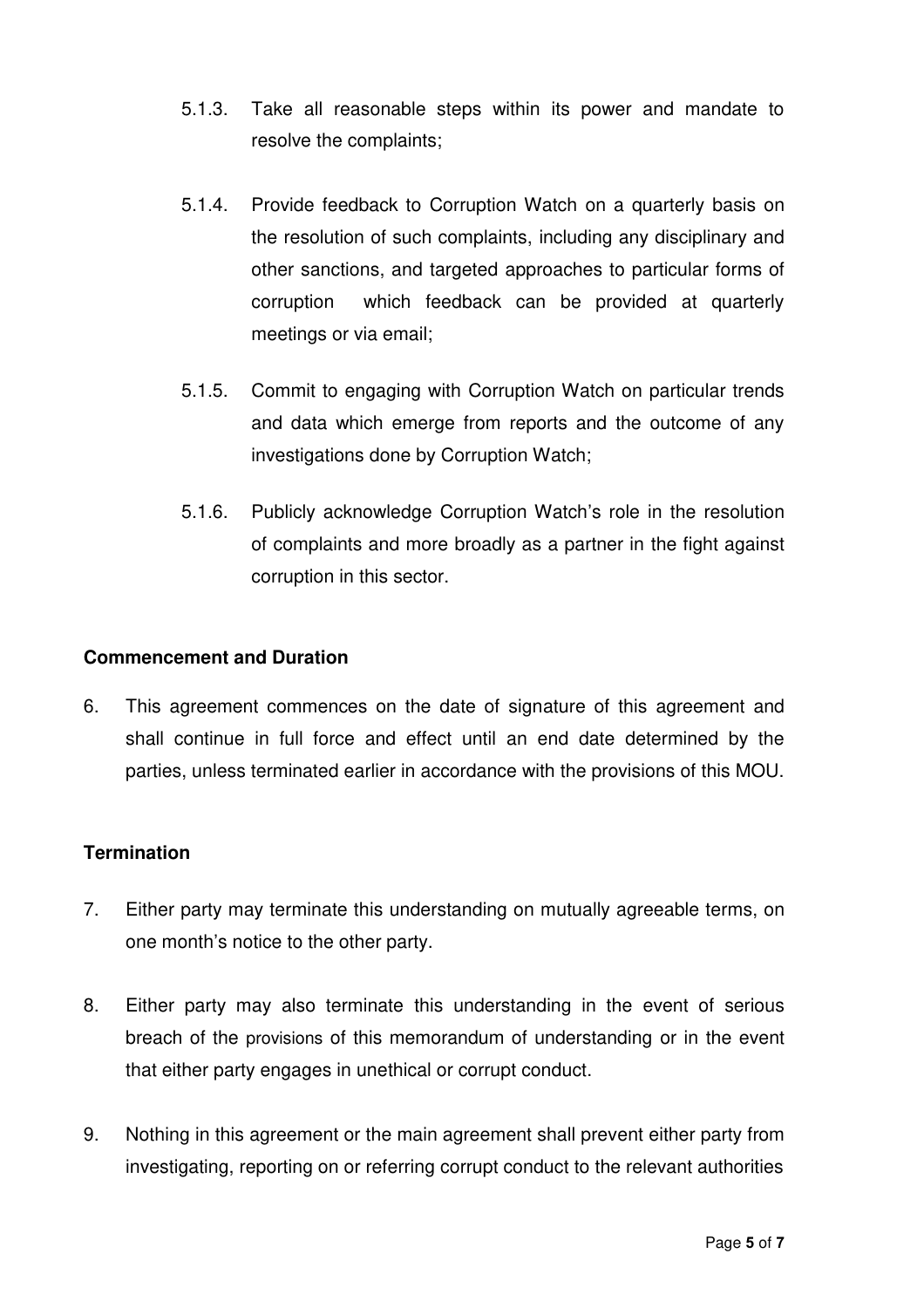5.1.3. Take all reasonable steps within its power and mandate to resolve the complaints;

5.1.4. Provide feedback to Corruption Watch on a quarterly basis on the resolution of such complaints, including any disciplinary and other sanctions, and targeted approaches to particular forms of corruption which feedback can be provided at quarterly meetings or via email;

5.1.5. Commit to engaging with Corruption Watch on particular trends and data which emerge from reports and the outcome of any investigations done by Corruption Watch;

5.1.6. Publicly acknowledge Corruption Watch's role in the resolution of complaints and more broadly as a partner in the fight against corruption in this sector.

**Commencement and Duration**

6. This agreement commences on the date of signature of this agreement and shall continue in full force and effect until an end date determined by the parties, unless terminated earlier in accordance with the provisions of this MOU.

**Termination**

7. Either party may terminate this understanding on mutually agreeable terms, on one month's notice to the other party.

8. Either party may also terminate this understanding in the event of serious breach of the provisions of this memorandum of understanding or in the event that either party engages in unethical or corrupt conduct.

9. Nothing in this agreement or the main agreement shall prevent either party from investigating, reporting on or referring corrupt conduct to the relevant authorities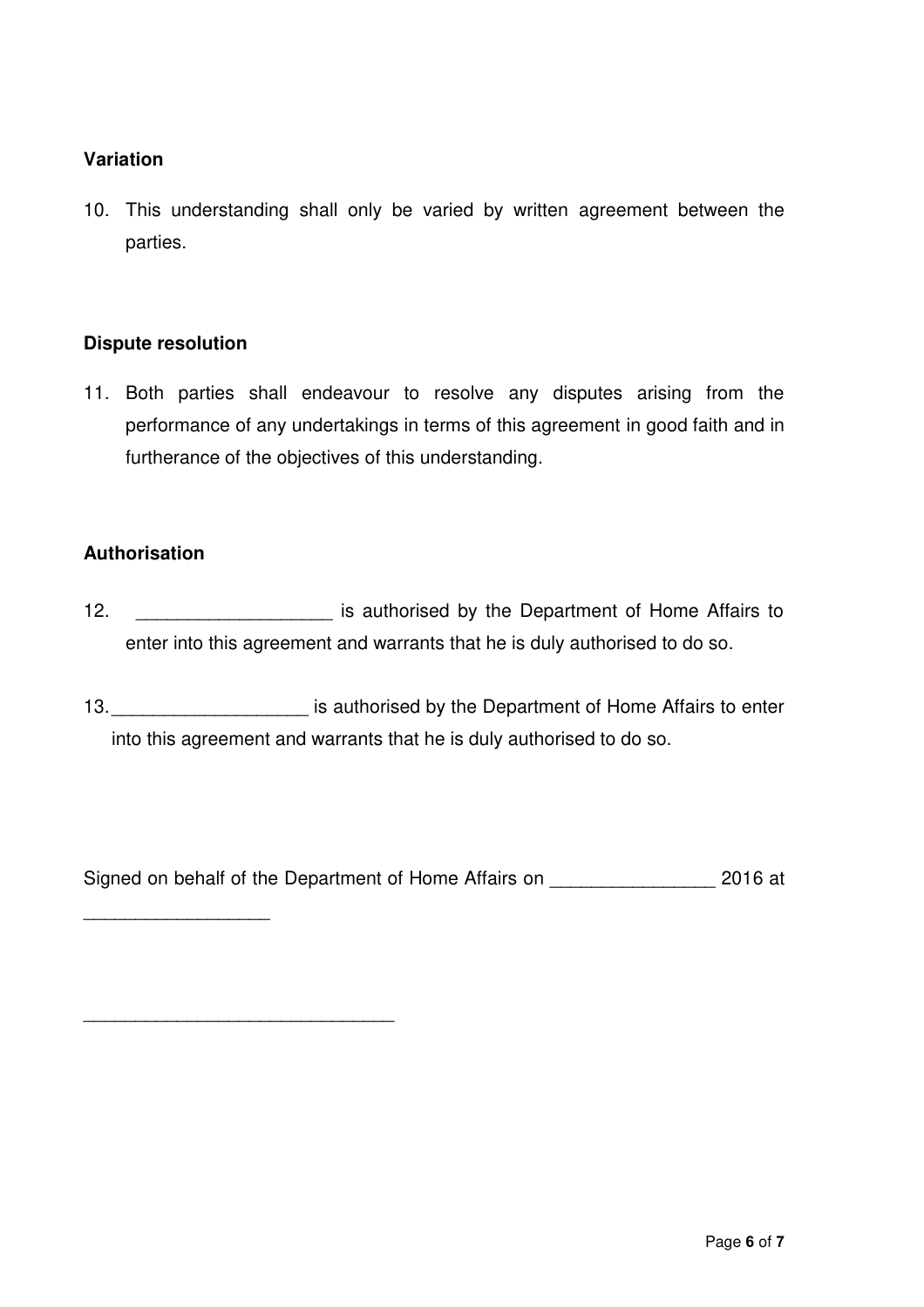**Variation**

10. This understanding shall only be varied by written agreement between the parties.

**Dispute resolution**

11. Both parties shall endeavour to resolve any disputes arising from the performance of any undertakings in terms of this agreement in good faith and in furtherance of the objectives of this understanding.

**Authorisation**

12. __________________ is authorised by the Department of Home Affairs to enter into this agreement and warrants that he is duly authorised to do so.

13. __________________ is authorised by the Department of Home Affairs to enter into this agreement and warrants that he is duly authorised to do so.

Signed on behalf of the Department of Home Affairs on _______________ 2016 at __________________

______________________________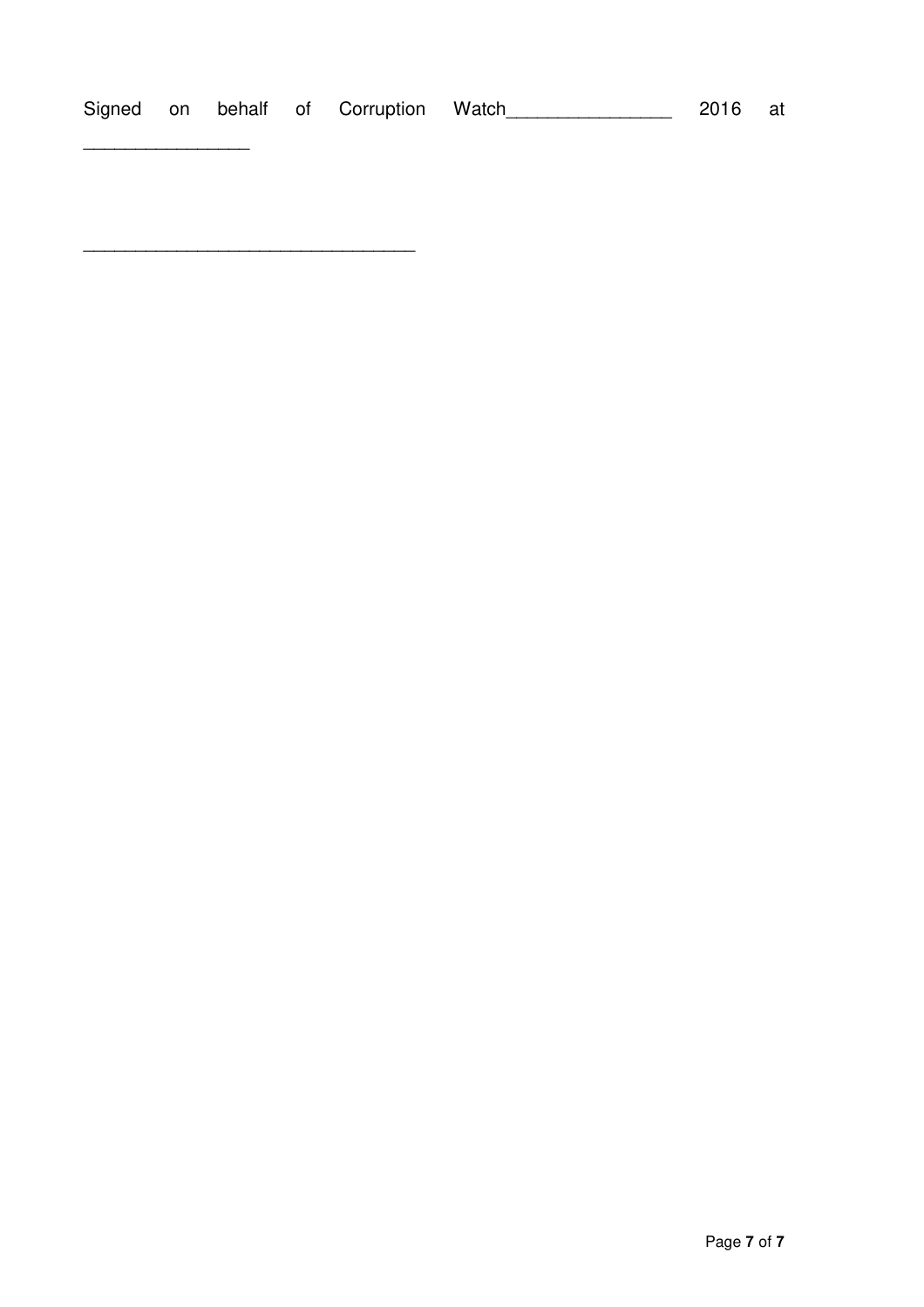Signed on behalf of Corruption Watch________________ 2016 at ________________

_________________________________